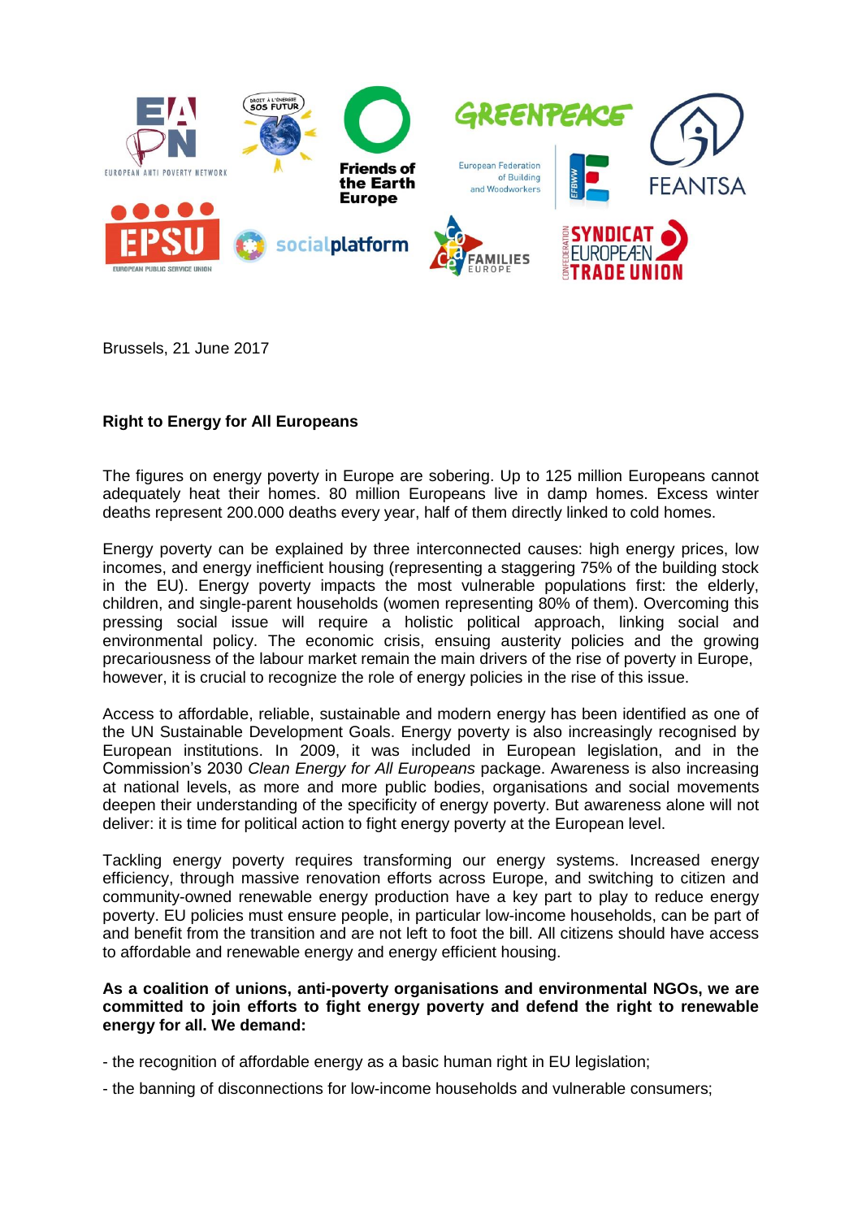Brussels, 21 June 2017

**Right to Energy for All Europeans**

The figures on energy poverty in Europe are sobering. Up to 125 million Europeans cannot adequately heat their homes. 80 million Europeans live in damp homes. Excess winter deaths represent 200.000 deaths every year, half of them directly linked to cold homes.

Energy poverty can be explained by three interconnected causes: high energy prices, low incomes, and energy inefficient housing (representing a staggering 75% of the building stock in the EU). Energy poverty impacts the most vulnerable populations first: the elderly, children, and single-parent households (women representing 80% of them). Overcoming this pressing social issue will require a holistic political approach, linking social and environmental policy. The economic crisis, ensuing austerity policies and the growing precariousness of the labour market remain the main drivers of the rise of poverty in Europe, however, it is crucial to recognize the role of energy policies in the rise of this issue.

Access to affordable, reliable, sustainable and modern energy has been identified as one of the UN Sustainable Development Goals. Energy poverty is also increasingly recognised by European institutions. In 2009, it was included in European legislation, and in the Commission's 2030 *Clean Energy for All Europeans* package. Awareness is also increasing at national levels, as more and more public bodies, organisations and social movements deepen their understanding of the specificity of energy poverty. But awareness alone will not deliver: it is time for political action to fight energy poverty at the European level.

Tackling energy poverty requires transforming our energy systems. Increased energy efficiency, through massive renovation efforts across Europe, and switching to citizen and community-owned renewable energy production have a key part to play to reduce energy poverty. EU policies must ensure people, in particular low-income households, can be part of and benefit from the transition and are not left to foot the bill. All citizens should have access to affordable and renewable energy and energy efficient housing.

**As a coalition of unions, anti-poverty organisations and environmental NGOs, we are committed to join efforts to fight energy poverty and defend the right to renewable energy for all. We demand:**

- the recognition of affordable energy as a basic human right in EU legislation;
- the banning of disconnections for low-income households and vulnerable consumers;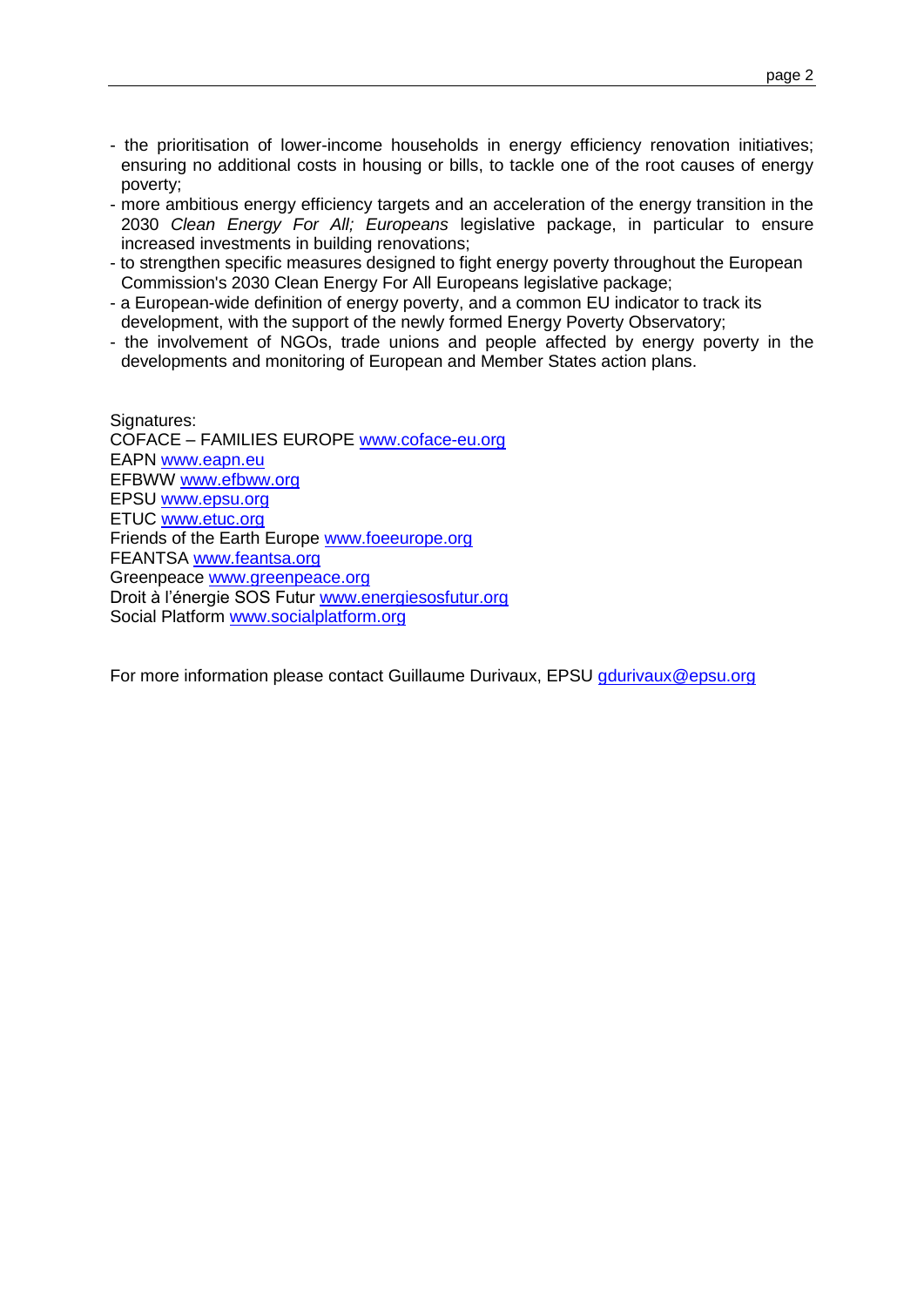- the prioritisation of lower-income households in energy efficiency renovation initiatives; ensuring no additional costs in housing or bills, to tackle one of the root causes of energy poverty;
- more ambitious energy efficiency targets and an acceleration of the energy transition in the 2030 *Clean Energy For All; Europeans* legislative package, in particular to ensure increased investments in building renovations;
- to strengthen specific measures designed to fight energy poverty throughout the European Commission's 2030 Clean Energy For All Europeans legislative package;
- a European-wide definition of energy poverty, and a common EU indicator to track its development, with the support of the newly formed Energy Poverty Observatory;
- the involvement of NGOs, trade unions and people affected by energy poverty in the developments and monitoring of European and Member States action plans.

Signatures:
COFACE – FAMILIES EUROPE www.coface-eu.org
EAPN www.eapn.eu
EFBWW www.efbww.org
EPSU www.epsu.org
ETUC www.etuc.org
Friends of the Earth Europe www.foeeurope.org
FEANTSA www.feantsa.org
Greenpeace www.greenpeace.org
Droit à l'énergie SOS Futur www.energiesosfutur.org
Social Platform www.socialplatform.org

For more information please contact Guillaume Durivaux, EPSU gdurivaux@epsu.org